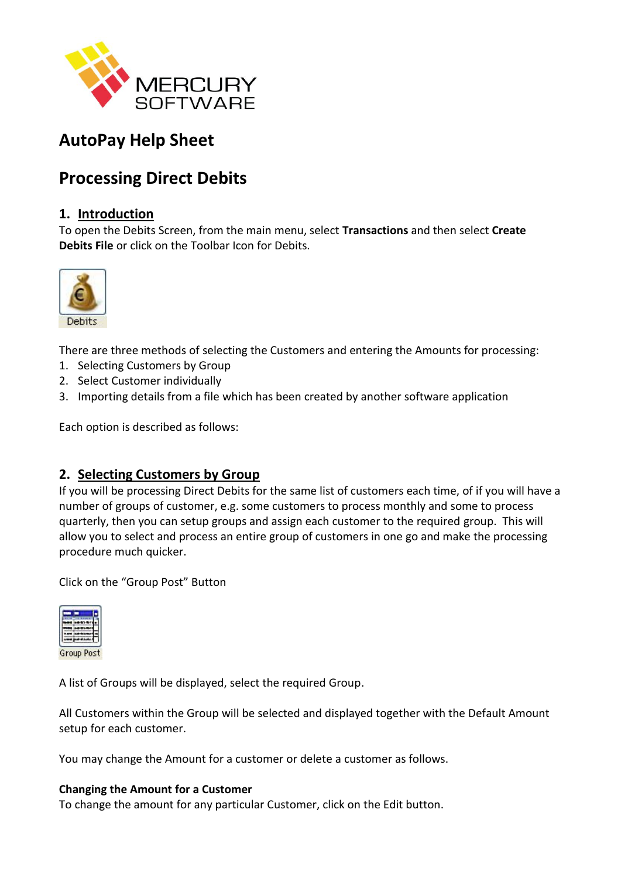# AutoPay Help Sheet

# Processing Direct Debits

## 1. Introduction

To open the Debits Screen, from the main menu, select **Transactions** and then select **Create Debits File** or click on the Toolbar Icon for Debits.

Debits

There are three methods of selecting the Customers and entering the Amounts for processing:

1. Selecting Customers by Group
2. Select Customer individually
3. Importing details from a file which has been created by another software application

Each option is described as follows:

## 2. Selecting Customers by Group

If you will be processing Direct Debits for the same list of customers each time, of if you will have a number of groups of customer, e.g. some customers to process monthly and some to process quarterly, then you can setup groups and assign each customer to the required group. This will allow you to select and process an entire group of customers in one go and make the processing procedure much quicker.

Click on the "Group Post" Button

Group Post

A list of Groups will be displayed, select the required Group.

All Customers within the Group will be selected and displayed together with the Default Amount setup for each customer.

You may change the Amount for a customer or delete a customer as follows.

**Changing the Amount for a Customer**

To change the amount for any particular Customer, click on the Edit button.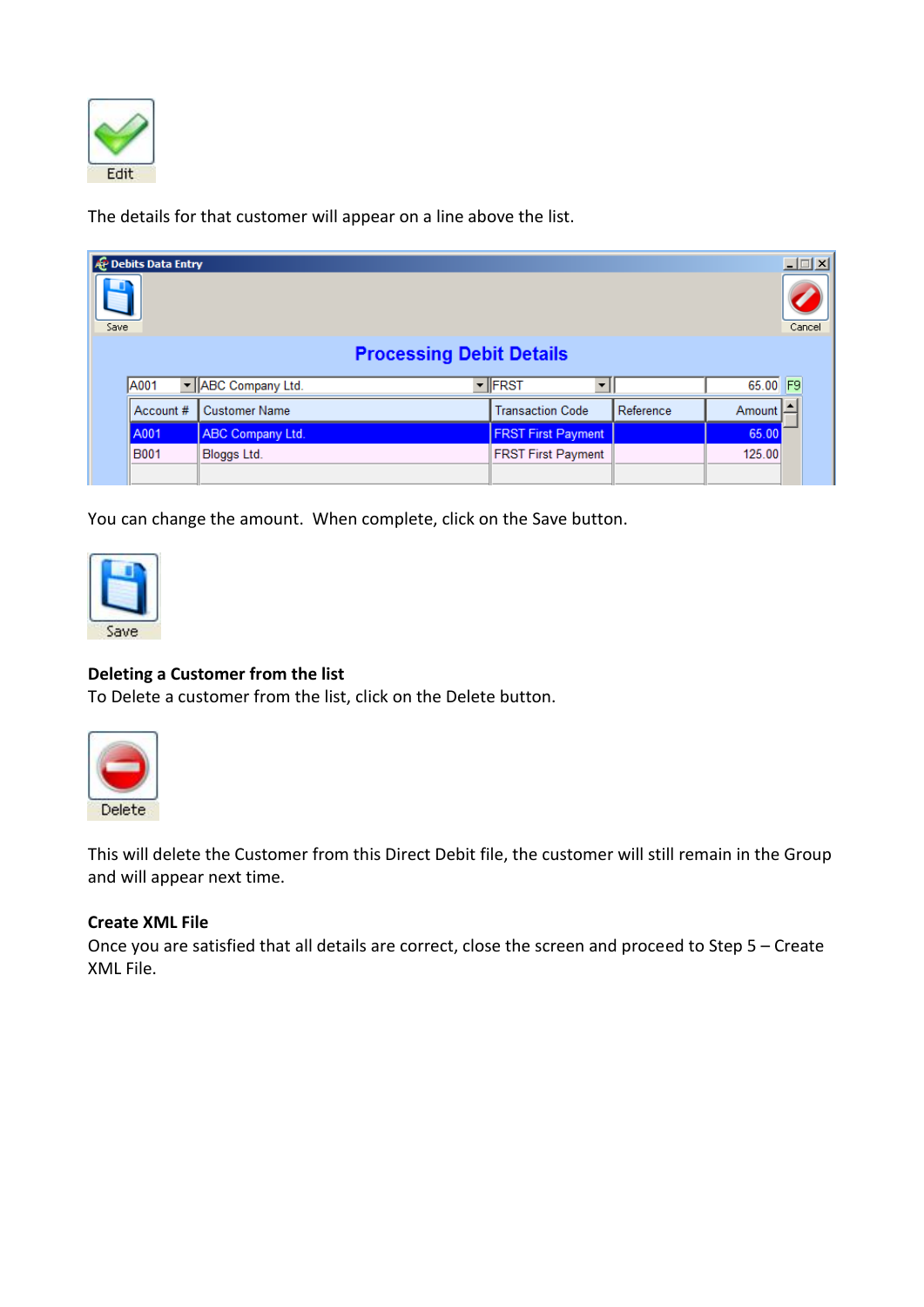Edit

The details for that customer will appear on a line above the list.

You can change the amount.  When complete, click on the Save button.

Save

**Deleting a Customer from the list**
To Delete a customer from the list, click on the Delete button.

Delete

This will delete the Customer from this Direct Debit file, the customer will still remain in the Group and will appear next time.

**Create XML File**
Once you are satisfied that all details are correct, close the screen and proceed to Step 5 – Create XML File.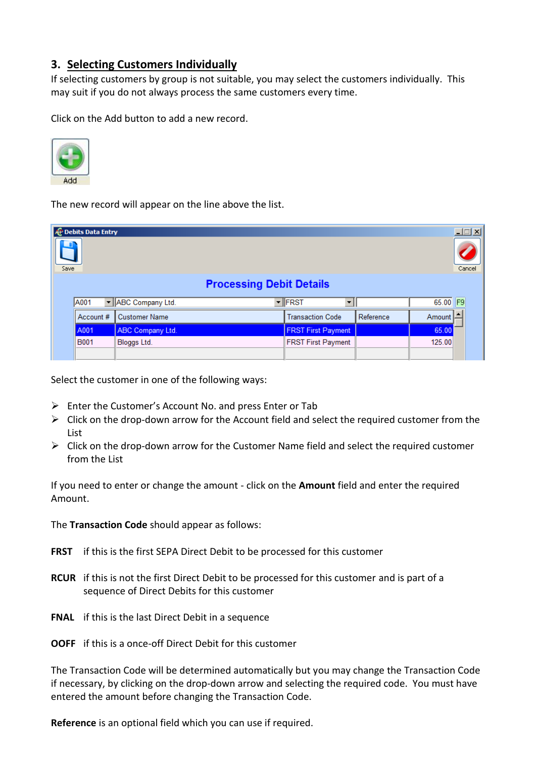## 3. Selecting Customers Individually

If selecting customers by group is not suitable, you may select the customers individually. This may suit if you do not always process the same customers every time.

Click on the Add button to add a new record.

The new record will appear on the line above the list.

Select the customer in one of the following ways:

- Enter the Customer's Account No. and press Enter or Tab
- Click on the drop-down arrow for the Account field and select the required customer from the List
- Click on the drop-down arrow for the Customer Name field and select the required customer from the List

If you need to enter or change the amount - click on the **Amount** field and enter the required Amount.

The **Transaction Code** should appear as follows:

**FRST** if this is the first SEPA Direct Debit to be processed for this customer

**RCUR** if this is not the first Direct Debit to be processed for this customer and is part of a sequence of Direct Debits for this customer

**FNAL** if this is the last Direct Debit in a sequence

**OOFF** if this is a once-off Direct Debit for this customer

The Transaction Code will be determined automatically but you may change the Transaction Code if necessary, by clicking on the drop-down arrow and selecting the required code. You must have entered the amount before changing the Transaction Code.

**Reference** is an optional field which you can use if required.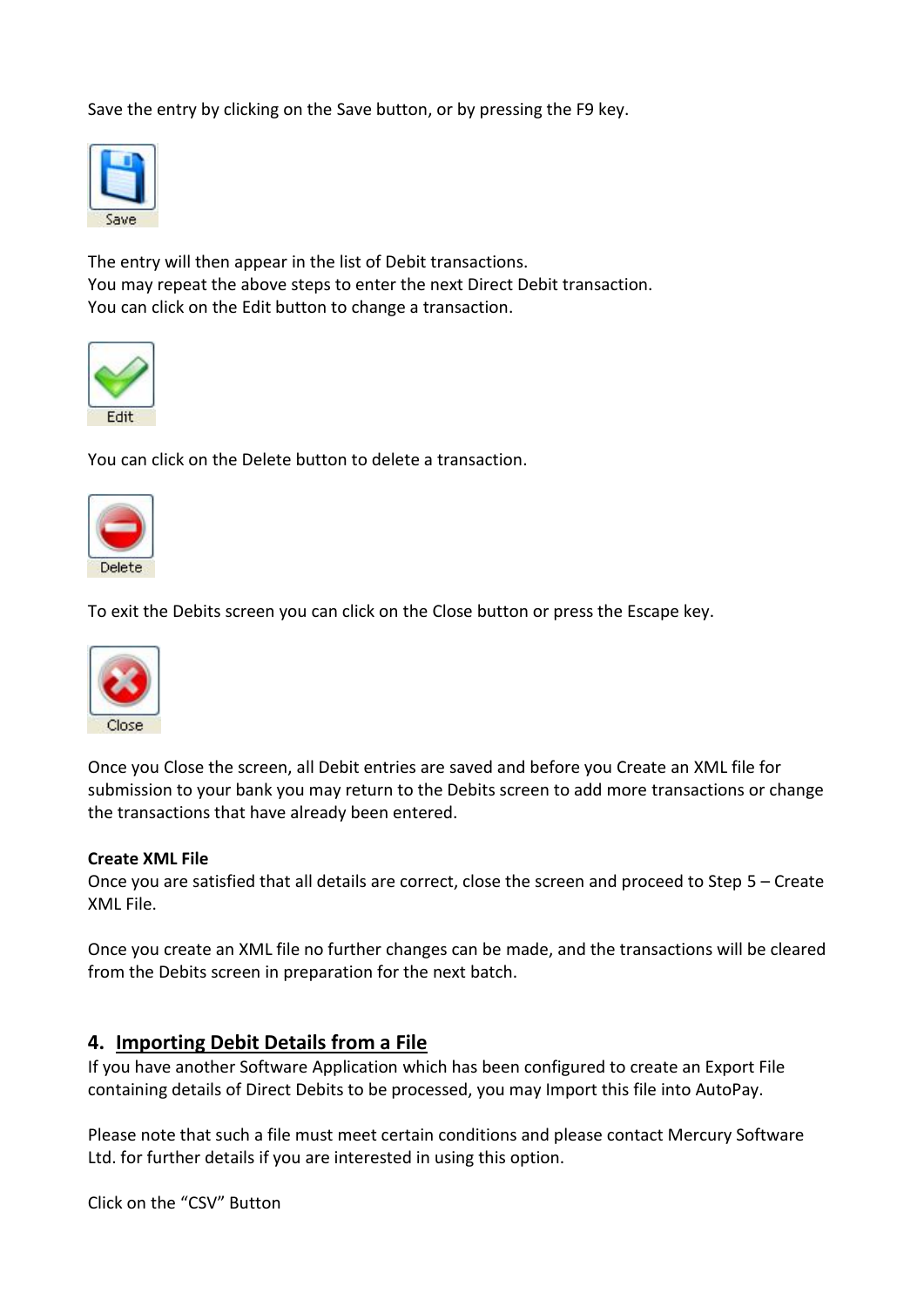Save the entry by clicking on the Save button, or by pressing the F9 key.

Save

The entry will then appear in the list of Debit transactions.
You may repeat the above steps to enter the next Direct Debit transaction.
You can click on the Edit button to change a transaction.

Edit

You can click on the Delete button to delete a transaction.

Delete

To exit the Debits screen you can click on the Close button or press the Escape key.

Close

Once you Close the screen, all Debit entries are saved and before you Create an XML file for submission to your bank you may return to the Debits screen to add more transactions or change the transactions that have already been entered.

**Create XML File**
Once you are satisfied that all details are correct, close the screen and proceed to Step 5 – Create XML File.

Once you create an XML file no further changes can be made, and the transactions will be cleared from the Debits screen in preparation for the next batch.

## 4. Importing Debit Details from a File

If you have another Software Application which has been configured to create an Export File containing details of Direct Debits to be processed, you may Import this file into AutoPay.

Please note that such a file must meet certain conditions and please contact Mercury Software Ltd. for further details if you are interested in using this option.

Click on the “CSV” Button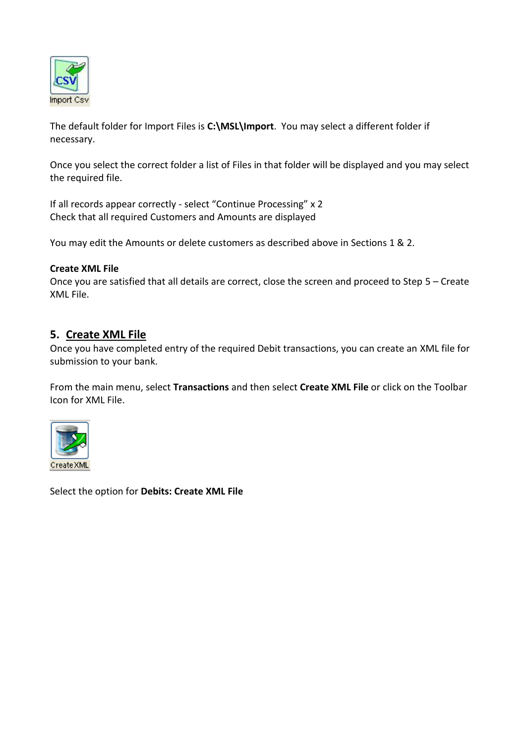Import Csv

The default folder for Import Files is **C:\MSL\Import**.  You may select a different folder if necessary.

Once you select the correct folder a list of Files in that folder will be displayed and you may select the required file.

If all records appear correctly - select "Continue Processing" x 2
Check that all required Customers and Amounts are displayed

You may edit the Amounts or delete customers as described above in Sections 1 & 2.

**Create XML File**
Once you are satisfied that all details are correct, close the screen and proceed to Step 5 – Create XML File.

## 5. Create XML File

Once you have completed entry of the required Debit transactions, you can create an XML file for submission to your bank.

From the main menu, select **Transactions** and then select **Create XML File** or click on the Toolbar Icon for XML File.

Create XML

Select the option for **Debits: Create XML File**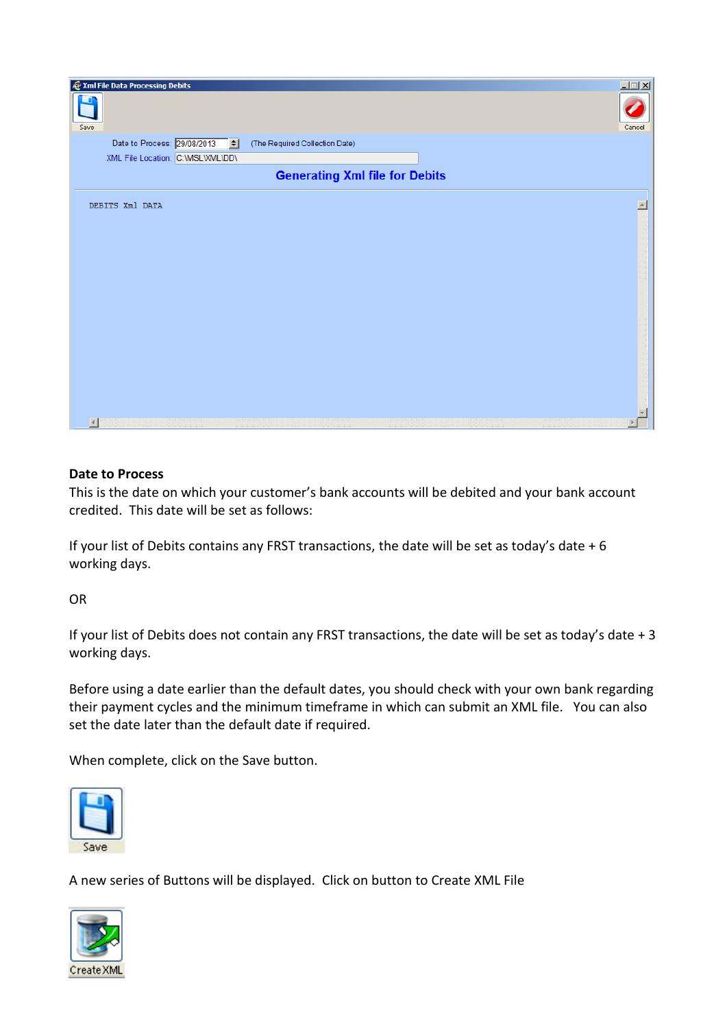**Date to Process**

This is the date on which your customer's bank accounts will be debited and your bank account credited. This date will be set as follows:

If your list of Debits contains any FRST transactions, the date will be set as today's date + 6 working days.

OR

If your list of Debits does not contain any FRST transactions, the date will be set as today's date + 3 working days.

Before using a date earlier than the default dates, you should check with your own bank regarding their payment cycles and the minimum timeframe in which can submit an XML file. You can also set the date later than the default date if required.

When complete, click on the Save button.

A new series of Buttons will be displayed. Click on button to Create XML File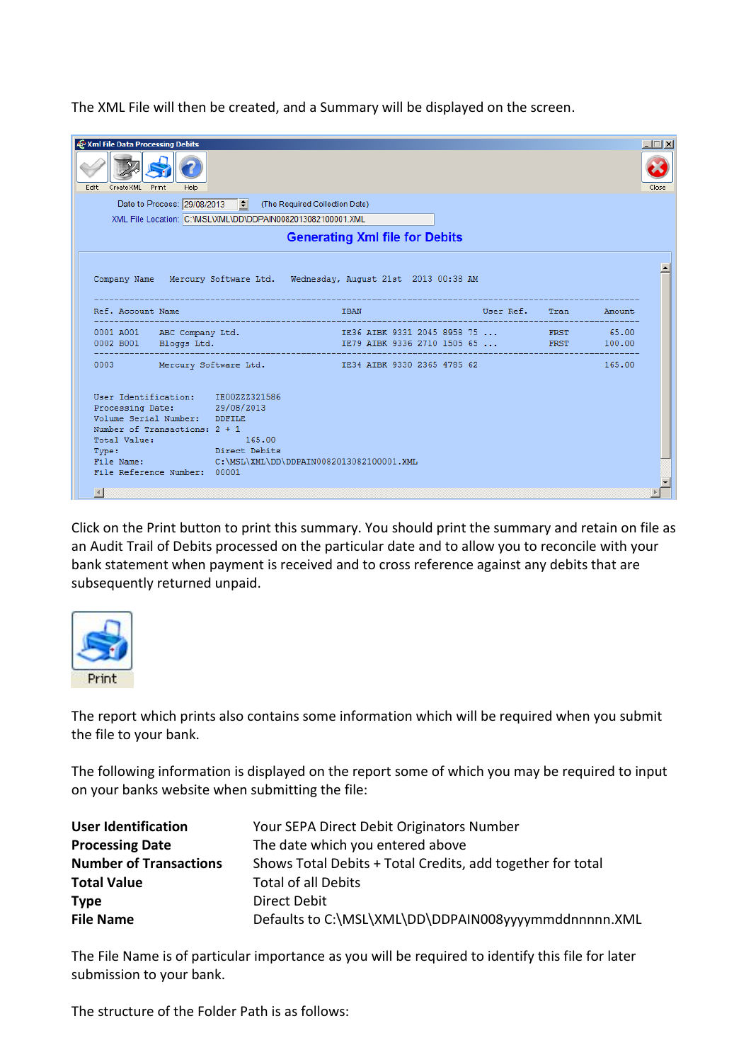The XML File will then be created, and a Summary will be displayed on the screen.

Click on the Print button to print this summary. You should print the summary and retain on file as an Audit Trail of Debits processed on the particular date and to allow you to reconcile with your bank statement when payment is received and to cross reference against any debits that are subsequently returned unpaid.

The report which prints also contains some information which will be required when you submit the file to your bank.

The following information is displayed on the report some of which you may be required to input on your banks website when submitting the file:

| | |
|---|---|
| **User Identification** | Your SEPA Direct Debit Originators Number |
| **Processing Date** | The date which you entered above |
| **Number of Transactions** | Shows Total Debits + Total Credits, add together for total |
| **Total Value** | Total of all Debits |
| **Type** | Direct Debit |
| **File Name** | Defaults to C:\MSL\XML\DD\DDPAIN008yyyymmddnnnnn.XML |

The File Name is of particular importance as you will be required to identify this file for later submission to your bank.

The structure of the Folder Path is as follows: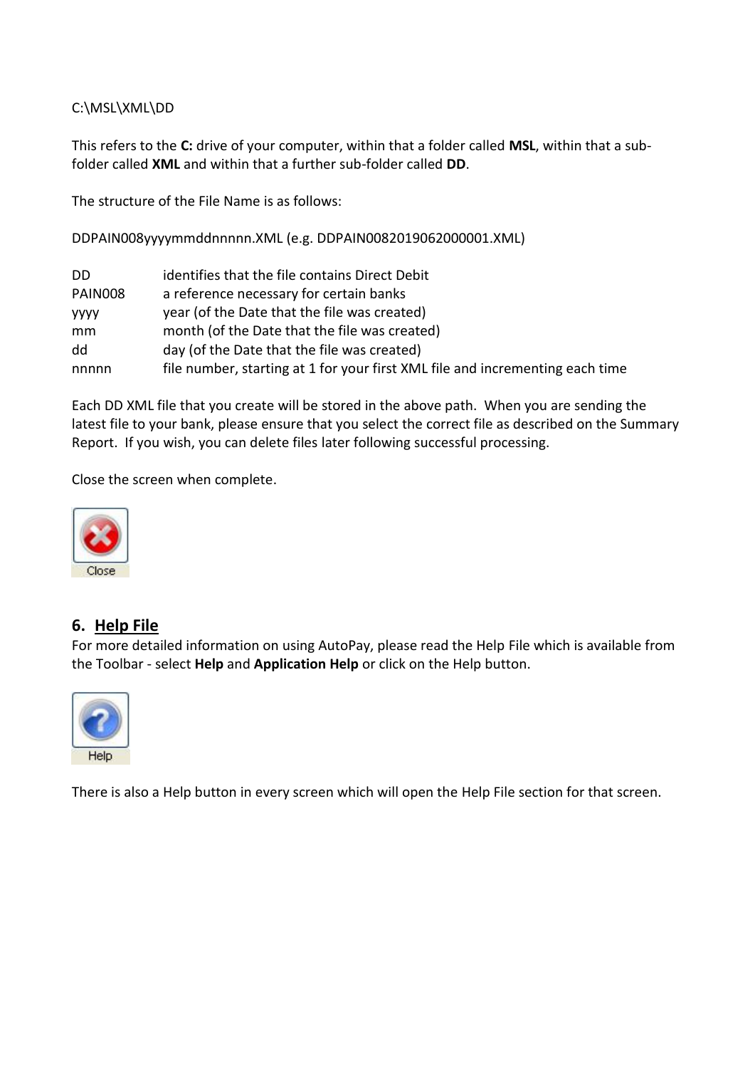C:\MSL\XML\DD

This refers to the **C:** drive of your computer, within that a folder called **MSL**, within that a sub-folder called **XML** and within that a further sub-folder called **DD**.

The structure of the File Name is as follows:

DDPAIN008yyyymmddnnnnn.XML (e.g. DDPAIN0082019062000001.XML)

| | |
|---|---|
| DD | identifies that the file contains Direct Debit |
| PAIN008 | a reference necessary for certain banks |
| yyyy | year (of the Date that the file was created) |
| mm | month (of the Date that the file was created) |
| dd | day (of the Date that the file was created) |
| nnnnn | file number, starting at 1 for your first XML file and incrementing each time |

Each DD XML file that you create will be stored in the above path. When you are sending the latest file to your bank, please ensure that you select the correct file as described on the Summary Report. If you wish, you can delete files later following successful processing.

Close the screen when complete.

Close

## 6. Help File

For more detailed information on using AutoPay, please read the Help File which is available from the Toolbar - select **Help** and **Application Help** or click on the Help button.

Help

There is also a Help button in every screen which will open the Help File section for that screen.